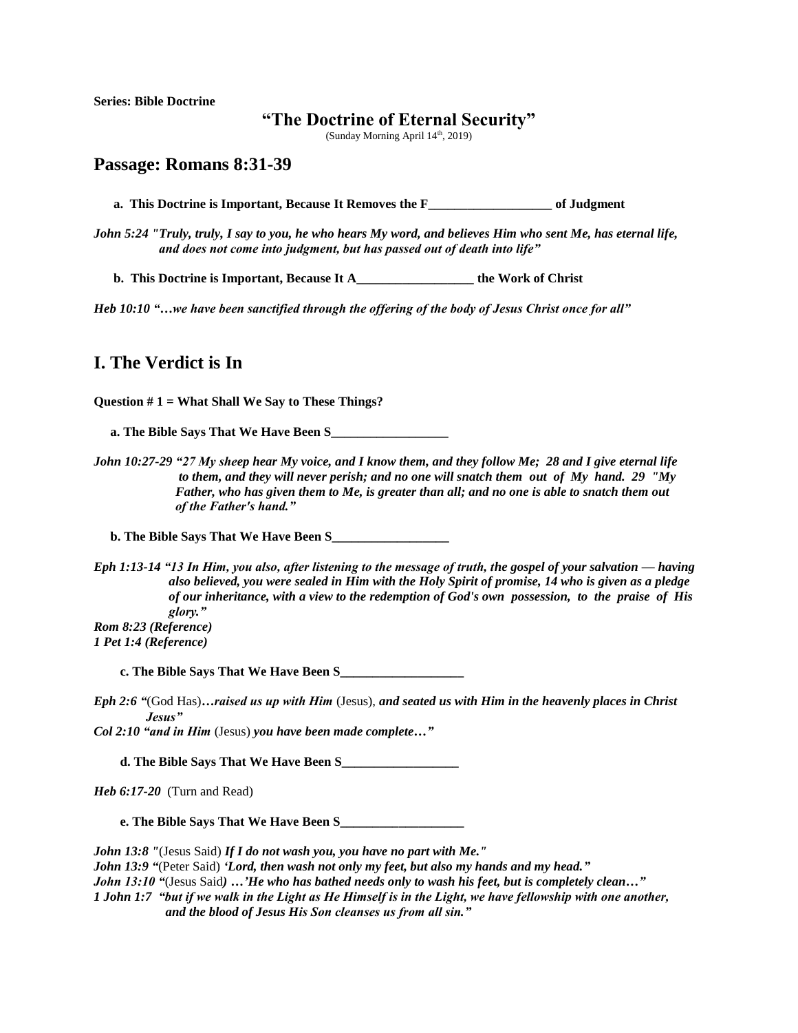**Series: Bible Doctrine**

# "The Doctrine of Eternal Security"

(Sunday Morning April 14th, 2019)

## Passage: Romans 8:31-39

**a. This Doctrine is Important, Because It Removes the F___________________ of Judgment**

***John 5:24 "Truly, truly, I say to you, he who hears My word, and believes Him who sent Me, has eternal life, and does not come into judgment, but has passed out of death into life"***

**b. This Doctrine is Important, Because It A__________________ the Work of Christ**

***Heb 10:10 "…we have been sanctified through the offering of the body of Jesus Christ once for all"***

## I. The Verdict is In

**Question # 1 = What Shall We Say to These Things?**

**a. The Bible Says That We Have Been S__________________**

***John 10:27-29 "27 My sheep hear My voice, and I know them, and they follow Me; 28 and I give eternal life to them, and they will never perish; and no one will snatch them out of My hand. 29 "My Father, who has given them to Me, is greater than all; and no one is able to snatch them out of the Father's hand."***

**b. The Bible Says That We Have Been S__________________**

***Eph 1:13-14 "13 In Him, you also, after listening to the message of truth, the gospel of your salvation — having also believed, you were sealed in Him with the Holy Spirit of promise, 14 who is given as a pledge of our inheritance, with a view to the redemption of God's own possession, to the praise of His glory."***

***Rom 8:23 (Reference)***
***1 Pet 1:4 (Reference)***

**c. The Bible Says That We Have Been S___________________**

***Eph 2:6 "***(God Has)***…raised us up with Him*** (Jesus), ***and seated us with Him in the heavenly places in Christ Jesus"***

***Col 2:10 "and in Him*** (Jesus) ***you have been made complete…"***

**d. The Bible Says That We Have Been S__________________**

***Heb 6:17-20*** (Turn and Read)

**e. The Bible Says That We Have Been S___________________**

***John 13:8 "***(Jesus Said) ***If I do not wash you, you have no part with Me."***
***John 13:9 "***(Peter Said) ***'Lord, then wash not only my feet, but also my hands and my head."***
***John 13:10 "***(Jesus Said***) …'He who has bathed needs only to wash his feet, but is completely clean…"***
***1 John 1:7 "but if we walk in the Light as He Himself is in the Light, we have fellowship with one another, and the blood of Jesus His Son cleanses us from all sin."***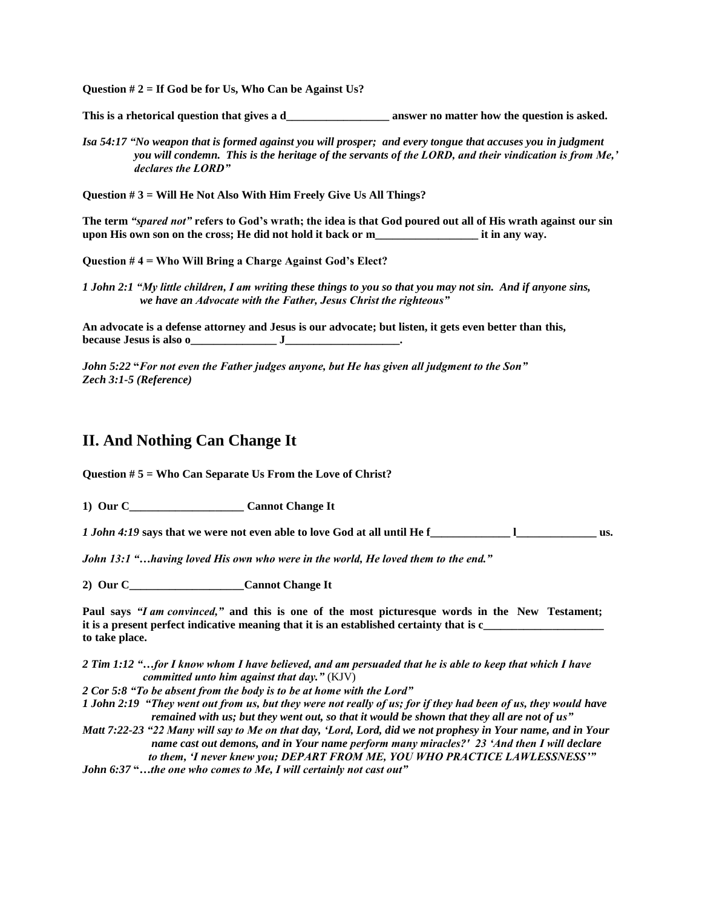**Question # 2 = If God be for Us, Who Can be Against Us?**

**This is a rhetorical question that gives a d__________________ answer no matter how the question is asked.**

***Isa 54:17 "No weapon that is formed against you will prosper; and every tongue that accuses you in judgment you will condemn. This is the heritage of the servants of the LORD, and their vindication is from Me,' declares the LORD"***

**Question # 3 = Will He Not Also With Him Freely Give Us All Things?**

**The term *"spared not"* refers to God's wrath; the idea is that God poured out all of His wrath against our sin upon His own son on the cross; He did not hold it back or m__________________ it in any way.**

**Question # 4 = Who Will Bring a Charge Against God's Elect?**

***1 John 2:1 "My little children, I am writing these things to you so that you may not sin. And if anyone sins, we have an Advocate with the Father, Jesus Christ the righteous"***

**An advocate is a defense attorney and Jesus is our advocate; but listen, it gets even better than this, because Jesus is also o_______________ J____________________.**

***John 5:22* "*For not even the Father judges anyone, but He has given all judgment to the Son"***
***Zech 3:1-5 (Reference)***

## II. And Nothing Can Change It

**Question # 5 = Who Can Separate Us From the Love of Christ?**

**1) Our C____________________ Cannot Change It**

***1 John 4:19* says that we were not even able to love God at all until He f______________ l______________ us.**

***John 13:1 "…having loved His own who were in the world, He loved them to the end."***

**2) Our C____________________Cannot Change It**

**Paul says *"I am convinced,"* and this is one of the most picturesque words in the New Testament; it is a present perfect indicative meaning that it is an established certainty that is c_____________________ to take place.**

***2 Tim 1:12 "…for I know whom I have believed, and am persuaded that he is able to keep that which I have committed unto him against that day."*** (KJV)
***2 Cor 5:8 "To be absent from the body is to be at home with the Lord"***
***1 John 2:19 "They went out from us, but they were not really of us; for if they had been of us, they would have remained with us; but they went out, so that it would be shown that they all are not of us"***
***Matt 7:22-23 "22 Many will say to Me on that day, 'Lord, Lord, did we not prophesy in Your name, and in Your name cast out demons, and in Your name perform many miracles?' 23 'And then I will declare to them, 'I never knew you; DEPART FROM ME, YOU WHO PRACTICE LAWLESSNESS'"***
***John 6:37* "*…the one who comes to Me, I will certainly not cast out"***